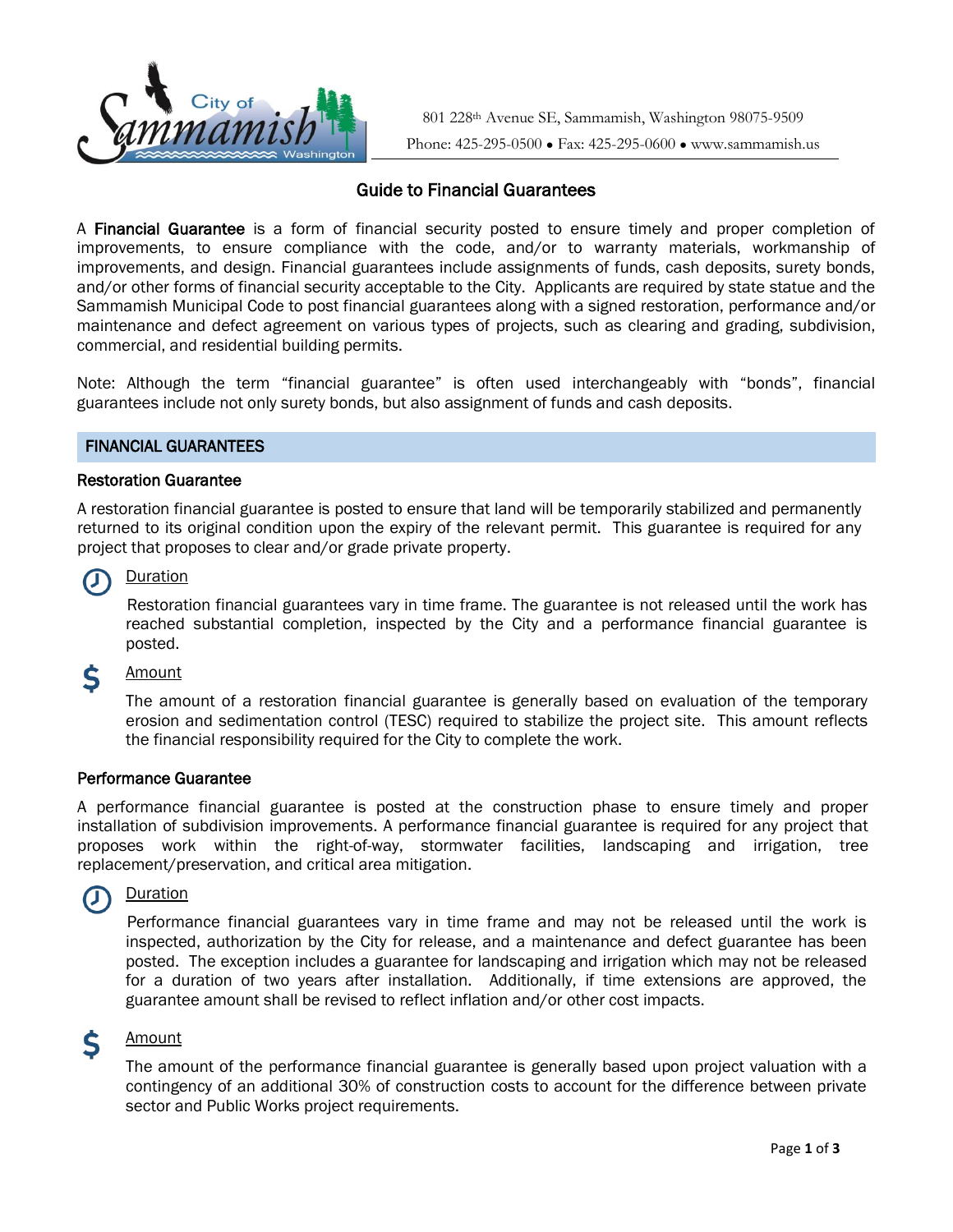801 228th Avenue SE, Sammamish, Washington 98075-9509
Phone: 425-295-0500 • Fax: 425-295-0600 • www.sammamish.us

# Guide to Financial Guarantees

A **Financial Guarantee** is a form of financial security posted to ensure timely and proper completion of improvements, to ensure compliance with the code, and/or to warranty materials, workmanship of improvements, and design. Financial guarantees include assignments of funds, cash deposits, surety bonds, and/or other forms of financial security acceptable to the City. Applicants are required by state statue and the Sammamish Municipal Code to post financial guarantees along with a signed restoration, performance and/or maintenance and defect agreement on various types of projects, such as clearing and grading, subdivision, commercial, and residential building permits.

Note: Although the term "financial guarantee" is often used interchangeably with "bonds", financial guarantees include not only surety bonds, but also assignment of funds and cash deposits.

## FINANCIAL GUARANTEES

### Restoration Guarantee

A restoration financial guarantee is posted to ensure that land will be temporarily stabilized and permanently returned to its original condition upon the expiry of the relevant permit. This guarantee is required for any project that proposes to clear and/or grade private property.

**Duration**

Restoration financial guarantees vary in time frame. The guarantee is not released until the work has reached substantial completion, inspected by the City and a performance financial guarantee is posted.

**Amount**

The amount of a restoration financial guarantee is generally based on evaluation of the temporary erosion and sedimentation control (TESC) required to stabilize the project site. This amount reflects the financial responsibility required for the City to complete the work.

### Performance Guarantee

A performance financial guarantee is posted at the construction phase to ensure timely and proper installation of subdivision improvements. A performance financial guarantee is required for any project that proposes work within the right-of-way, stormwater facilities, landscaping and irrigation, tree replacement/preservation, and critical area mitigation.

**Duration**

Performance financial guarantees vary in time frame and may not be released until the work is inspected, authorization by the City for release, and a maintenance and defect guarantee has been posted. The exception includes a guarantee for landscaping and irrigation which may not be released for a duration of two years after installation. Additionally, if time extensions are approved, the guarantee amount shall be revised to reflect inflation and/or other cost impacts.

**Amount**

The amount of the performance financial guarantee is generally based upon project valuation with a contingency of an additional 30% of construction costs to account for the difference between private sector and Public Works project requirements.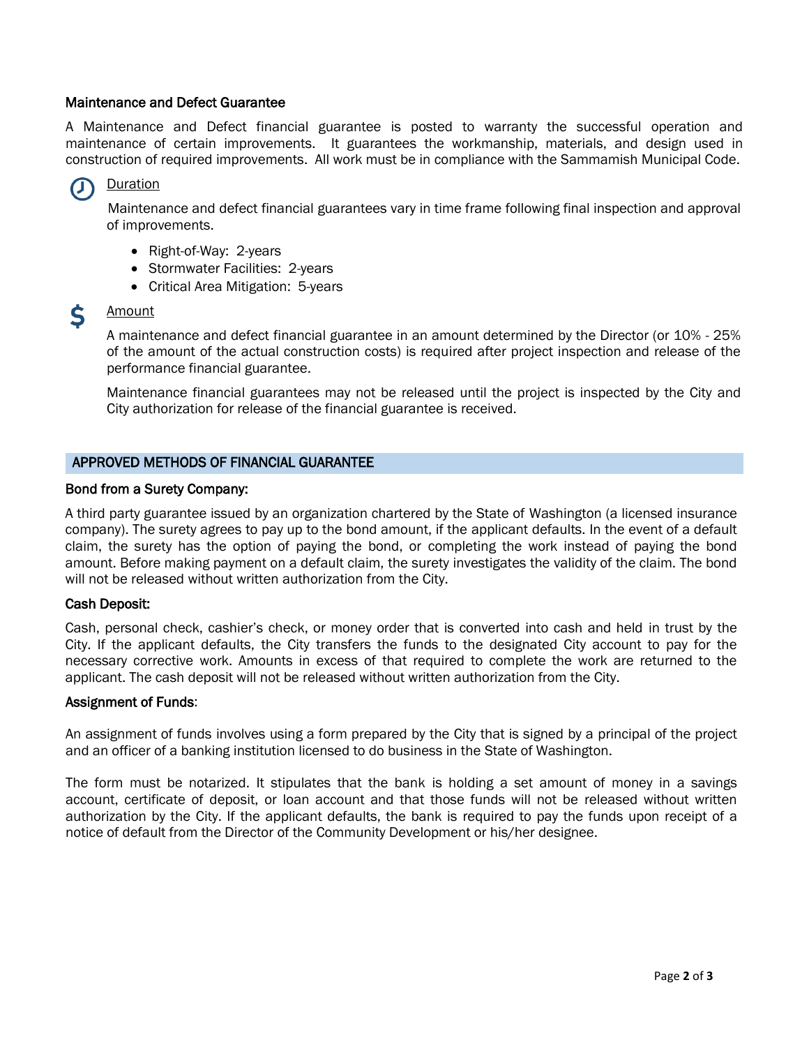### Maintenance and Defect Guarantee

A Maintenance and Defect financial guarantee is posted to warranty the successful operation and maintenance of certain improvements. It guarantees the workmanship, materials, and design used in construction of required improvements. All work must be in compliance with the Sammamish Municipal Code.

<u>Duration</u>

Maintenance and defect financial guarantees vary in time frame following final inspection and approval of improvements.

- Right-of-Way: 2-years
- Stormwater Facilities: 2-years
- Critical Area Mitigation: 5-years

<u>Amount</u>

A maintenance and defect financial guarantee in an amount determined by the Director (or 10% - 25% of the amount of the actual construction costs) is required after project inspection and release of the performance financial guarantee.

Maintenance financial guarantees may not be released until the project is inspected by the City and City authorization for release of the financial guarantee is received.

## APPROVED METHODS OF FINANCIAL GUARANTEE

### Bond from a Surety Company:

A third party guarantee issued by an organization chartered by the State of Washington (a licensed insurance company). The surety agrees to pay up to the bond amount, if the applicant defaults. In the event of a default claim, the surety has the option of paying the bond, or completing the work instead of paying the bond amount. Before making payment on a default claim, the surety investigates the validity of the claim. The bond will not be released without written authorization from the City.

### Cash Deposit:

Cash, personal check, cashier's check, or money order that is converted into cash and held in trust by the City. If the applicant defaults, the City transfers the funds to the designated City account to pay for the necessary corrective work. Amounts in excess of that required to complete the work are returned to the applicant. The cash deposit will not be released without written authorization from the City.

### Assignment of Funds:

An assignment of funds involves using a form prepared by the City that is signed by a principal of the project and an officer of a banking institution licensed to do business in the State of Washington.

The form must be notarized. It stipulates that the bank is holding a set amount of money in a savings account, certificate of deposit, or loan account and that those funds will not be released without written authorization by the City. If the applicant defaults, the bank is required to pay the funds upon receipt of a notice of default from the Director of the Community Development or his/her designee.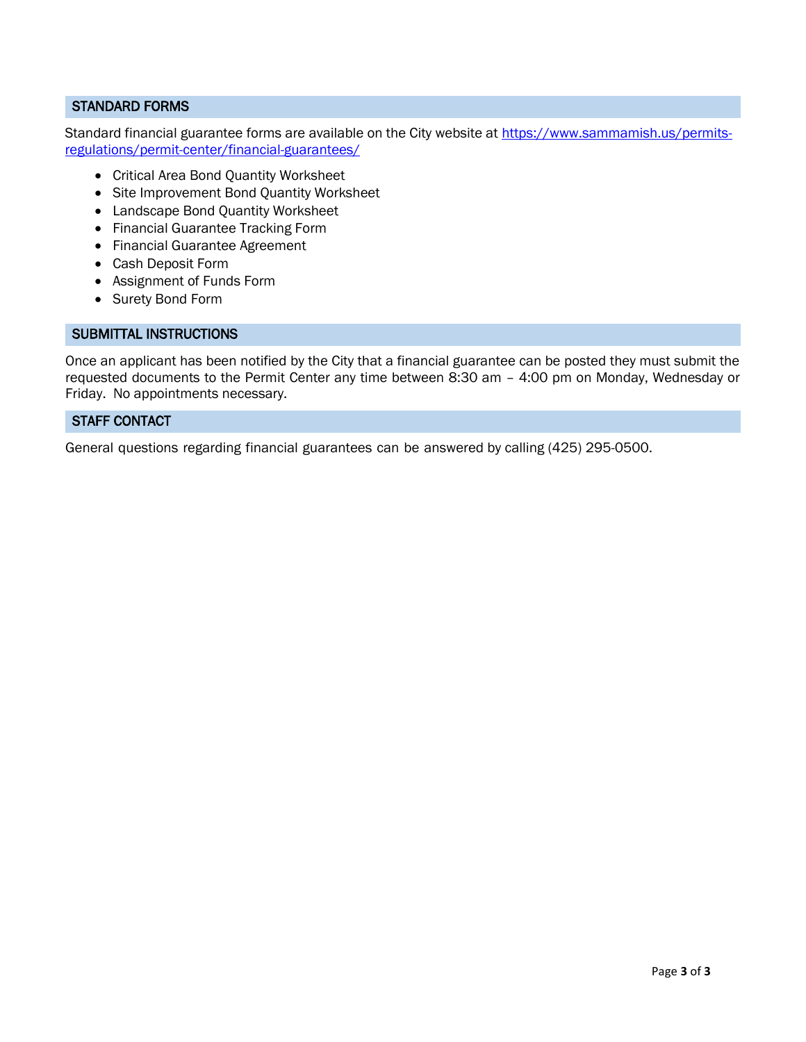## STANDARD FORMS

Standard financial guarantee forms are available on the City website at [https://www.sammamish.us/permits-regulations/permit-center/financial-guarantees/](https://www.sammamish.us/permits-regulations/permit-center/financial-guarantees/)

- Critical Area Bond Quantity Worksheet
- Site Improvement Bond Quantity Worksheet
- Landscape Bond Quantity Worksheet
- Financial Guarantee Tracking Form
- Financial Guarantee Agreement
- Cash Deposit Form
- Assignment of Funds Form
- Surety Bond Form

## SUBMITTAL INSTRUCTIONS

Once an applicant has been notified by the City that a financial guarantee can be posted they must submit the requested documents to the Permit Center any time between 8:30 am – 4:00 pm on Monday, Wednesday or Friday. No appointments necessary.

## STAFF CONTACT

General questions regarding financial guarantees can be answered by calling (425) 295-0500.